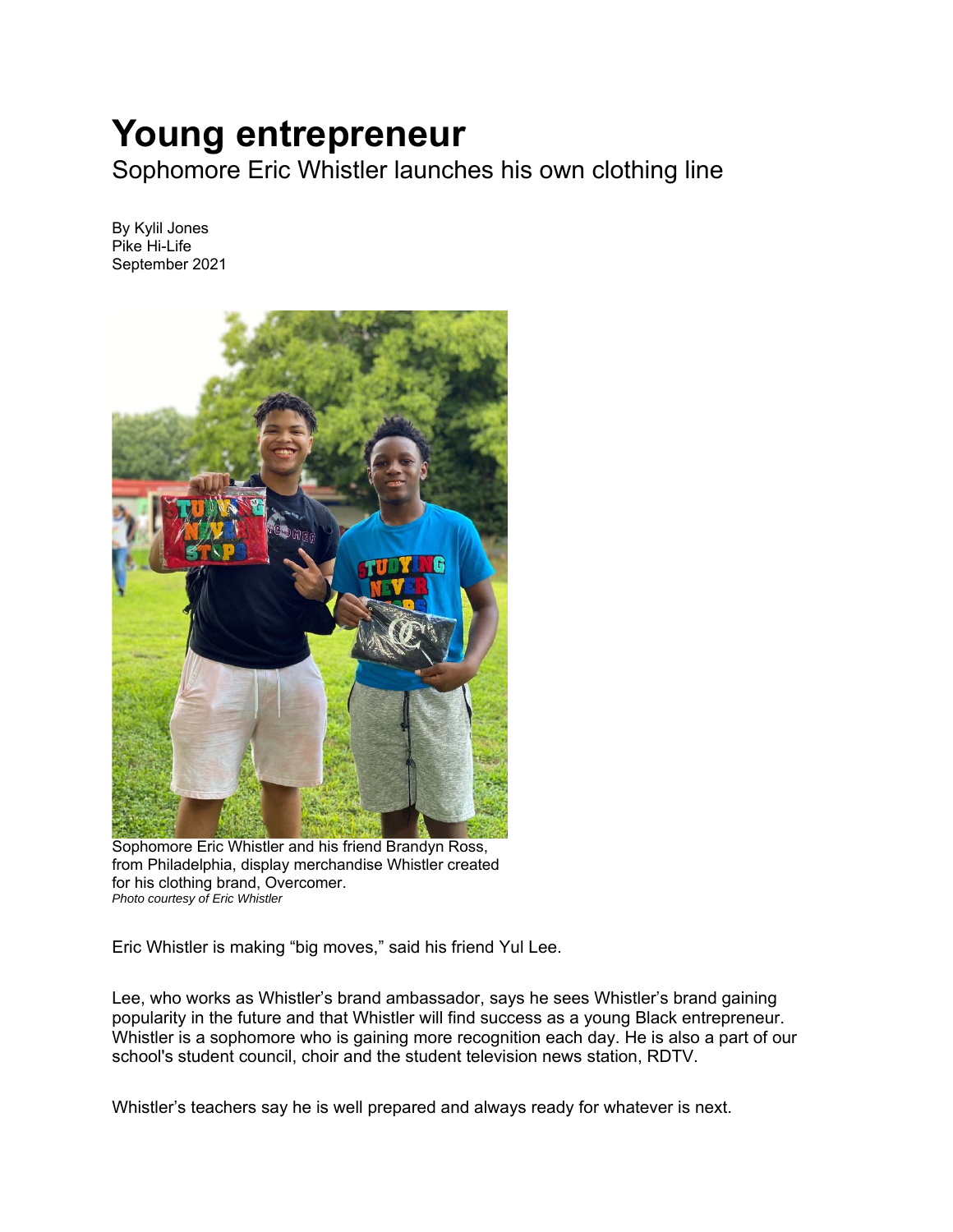# Young entrepreneur

## Sophomore Eric Whistler launches his own clothing line

By Kylil Jones
Pike Hi-Life
September 2021

Sophomore Eric Whistler and his friend Brandyn Ross, from Philadelphia, display merchandise Whistler created for his clothing brand, Overcomer.
*Photo courtesy of Eric Whistler*

Eric Whistler is making "big moves," said his friend Yul Lee.

Lee, who works as Whistler's brand ambassador, says he sees Whistler's brand gaining popularity in the future and that Whistler will find success as a young Black entrepreneur. Whistler is a sophomore who is gaining more recognition each day. He is also a part of our school's student council, choir and the student television news station, RDTV.

Whistler's teachers say he is well prepared and always ready for whatever is next.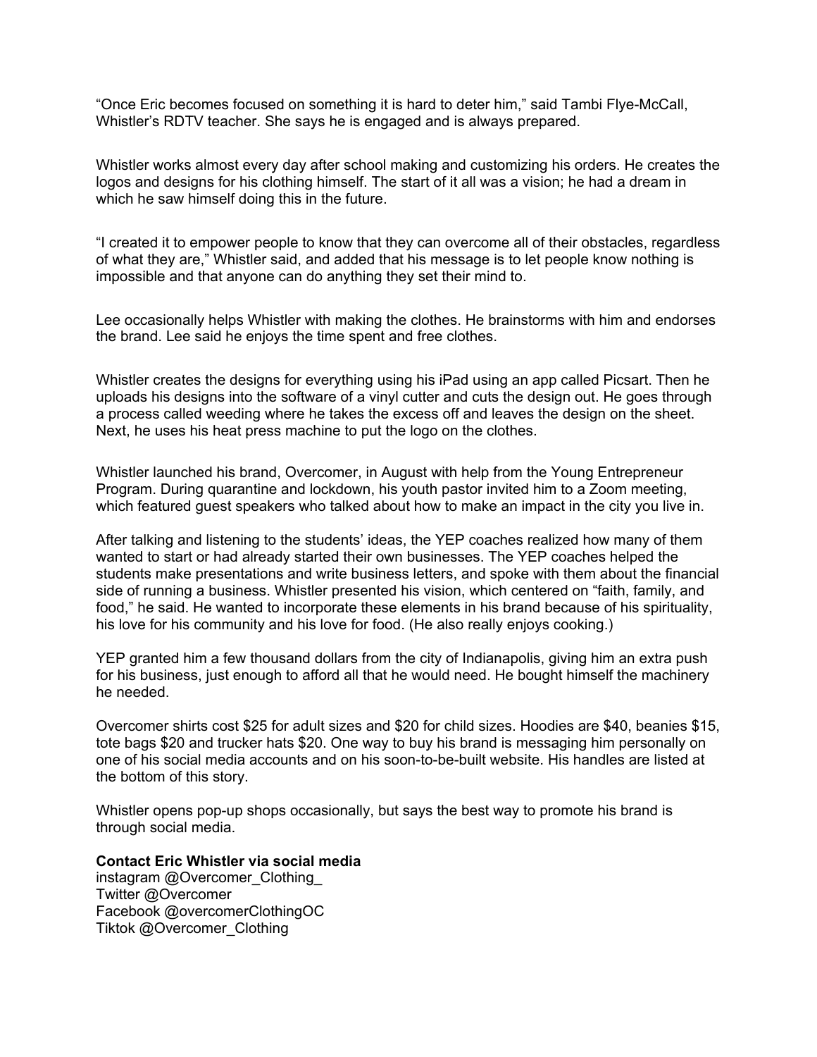"Once Eric becomes focused on something it is hard to deter him," said Tambi Flye-McCall, Whistler's RDTV teacher. She says he is engaged and is always prepared.

Whistler works almost every day after school making and customizing his orders. He creates the logos and designs for his clothing himself. The start of it all was a vision; he had a dream in which he saw himself doing this in the future.

"I created it to empower people to know that they can overcome all of their obstacles, regardless of what they are," Whistler said, and added that his message is to let people know nothing is impossible and that anyone can do anything they set their mind to.

Lee occasionally helps Whistler with making the clothes. He brainstorms with him and endorses the brand. Lee said he enjoys the time spent and free clothes.

Whistler creates the designs for everything using his iPad using an app called Picsart. Then he uploads his designs into the software of a vinyl cutter and cuts the design out. He goes through a process called weeding where he takes the excess off and leaves the design on the sheet. Next, he uses his heat press machine to put the logo on the clothes.

Whistler launched his brand, Overcomer, in August with help from the Young Entrepreneur Program. During quarantine and lockdown, his youth pastor invited him to a Zoom meeting, which featured guest speakers who talked about how to make an impact in the city you live in.

After talking and listening to the students' ideas, the YEP coaches realized how many of them wanted to start or had already started their own businesses. The YEP coaches helped the students make presentations and write business letters, and spoke with them about the financial side of running a business. Whistler presented his vision, which centered on "faith, family, and food," he said. He wanted to incorporate these elements in his brand because of his spirituality, his love for his community and his love for food. (He also really enjoys cooking.)

YEP granted him a few thousand dollars from the city of Indianapolis, giving him an extra push for his business, just enough to afford all that he would need. He bought himself the machinery he needed.

Overcomer shirts cost $25 for adult sizes and $20 for child sizes. Hoodies are $40, beanies $15, tote bags $20 and trucker hats $20. One way to buy his brand is messaging him personally on one of his social media accounts and on his soon-to-be-built website. His handles are listed at the bottom of this story.

Whistler opens pop-up shops occasionally, but says the best way to promote his brand is through social media.

**Contact Eric Whistler via social media**
instagram @Overcomer_Clothing_
Twitter @Overcomer
Facebook @overcomerClothingOC
Tiktok @Overcomer_Clothing